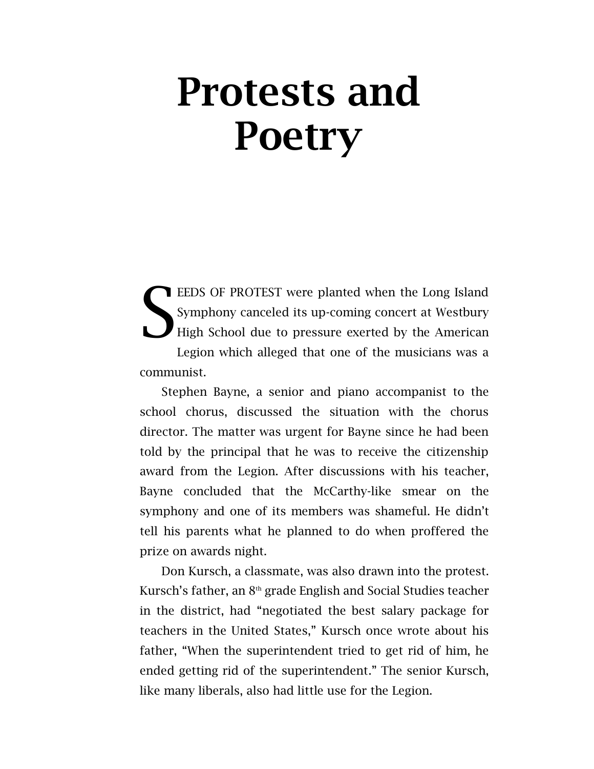# Protests and Poetry

SEEDS OF PROTEST were planted when the Long Island Symphony canceled its up-coming concert at Westbury High School due to pressure exerted by the American Legion which alleged that one of the musicians was a communist.

Stephen Bayne, a senior and piano accompanist to the school chorus, discussed the situation with the chorus director. The matter was urgent for Bayne since he had been told by the principal that he was to receive the citizenship award from the Legion. After discussions with his teacher, Bayne concluded that the McCarthy-like smear on the symphony and one of its members was shameful. He didn't tell his parents what he planned to do when proffered the prize on awards night.

Don Kursch, a classmate, was also drawn into the protest. Kursch's father, an 8th grade English and Social Studies teacher in the district, had "negotiated the best salary package for teachers in the United States," Kursch once wrote about his father, "When the superintendent tried to get rid of him, he ended getting rid of the superintendent." The senior Kursch, like many liberals, also had little use for the Legion.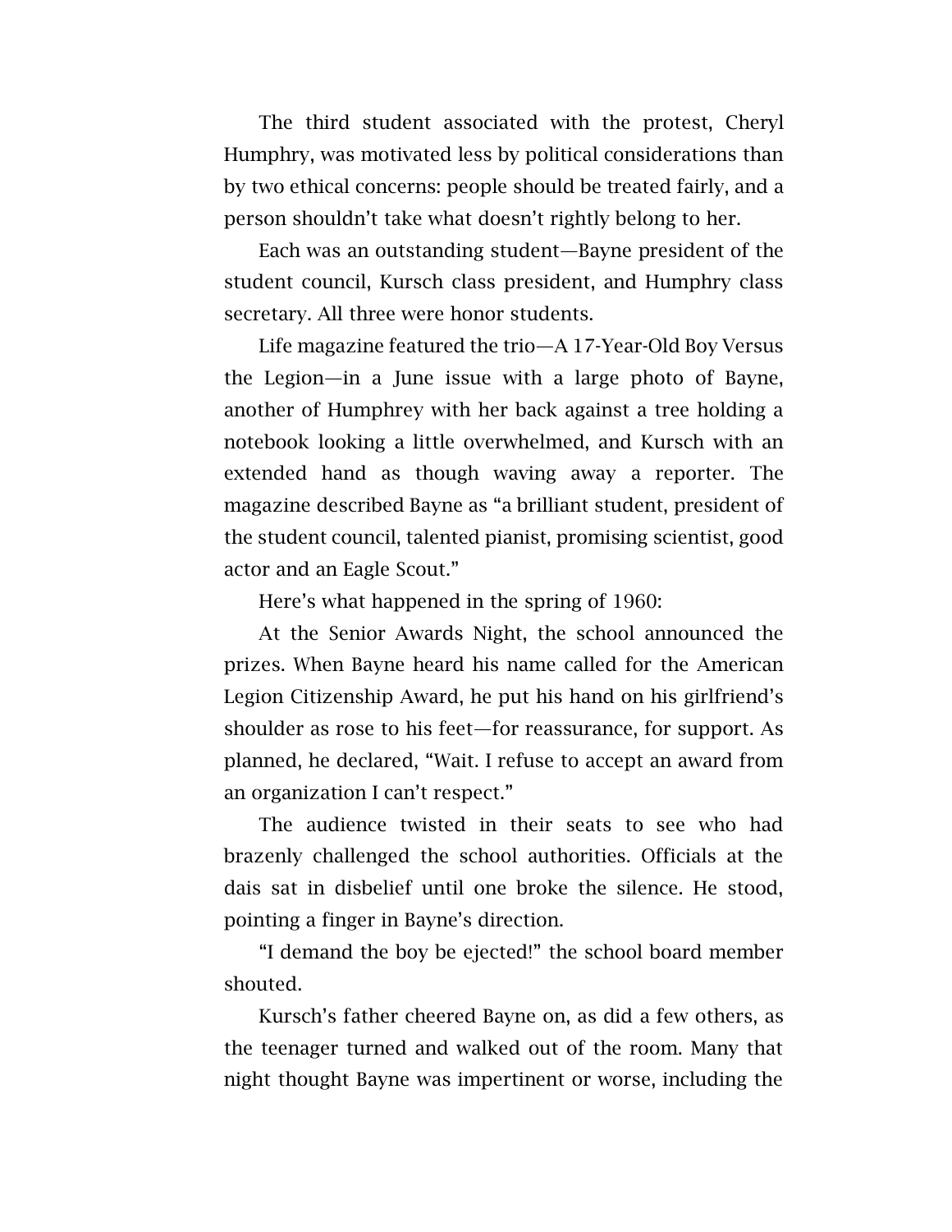The third student associated with the protest, Cheryl Humphry, was motivated less by political considerations than by two ethical concerns: people should be treated fairly, and a person shouldn't take what doesn't rightly belong to her.

Each was an outstanding student—Bayne president of the student council, Kursch class president, and Humphry class secretary. All three were honor students.

Life magazine featured the trio—A 17-Year-Old Boy Versus the Legion—in a June issue with a large photo of Bayne, another of Humphrey with her back against a tree holding a notebook looking a little overwhelmed, and Kursch with an extended hand as though waving away a reporter. The magazine described Bayne as "a brilliant student, president of the student council, talented pianist, promising scientist, good actor and an Eagle Scout."

Here's what happened in the spring of 1960:

At the Senior Awards Night, the school announced the prizes. When Bayne heard his name called for the American Legion Citizenship Award, he put his hand on his girlfriend's shoulder as rose to his feet—for reassurance, for support. As planned, he declared, "Wait. I refuse to accept an award from an organization I can't respect."

The audience twisted in their seats to see who had brazenly challenged the school authorities. Officials at the dais sat in disbelief until one broke the silence. He stood, pointing a finger in Bayne's direction.

"I demand the boy be ejected!" the school board member shouted.

Kursch's father cheered Bayne on, as did a few others, as the teenager turned and walked out of the room. Many that night thought Bayne was impertinent or worse, including the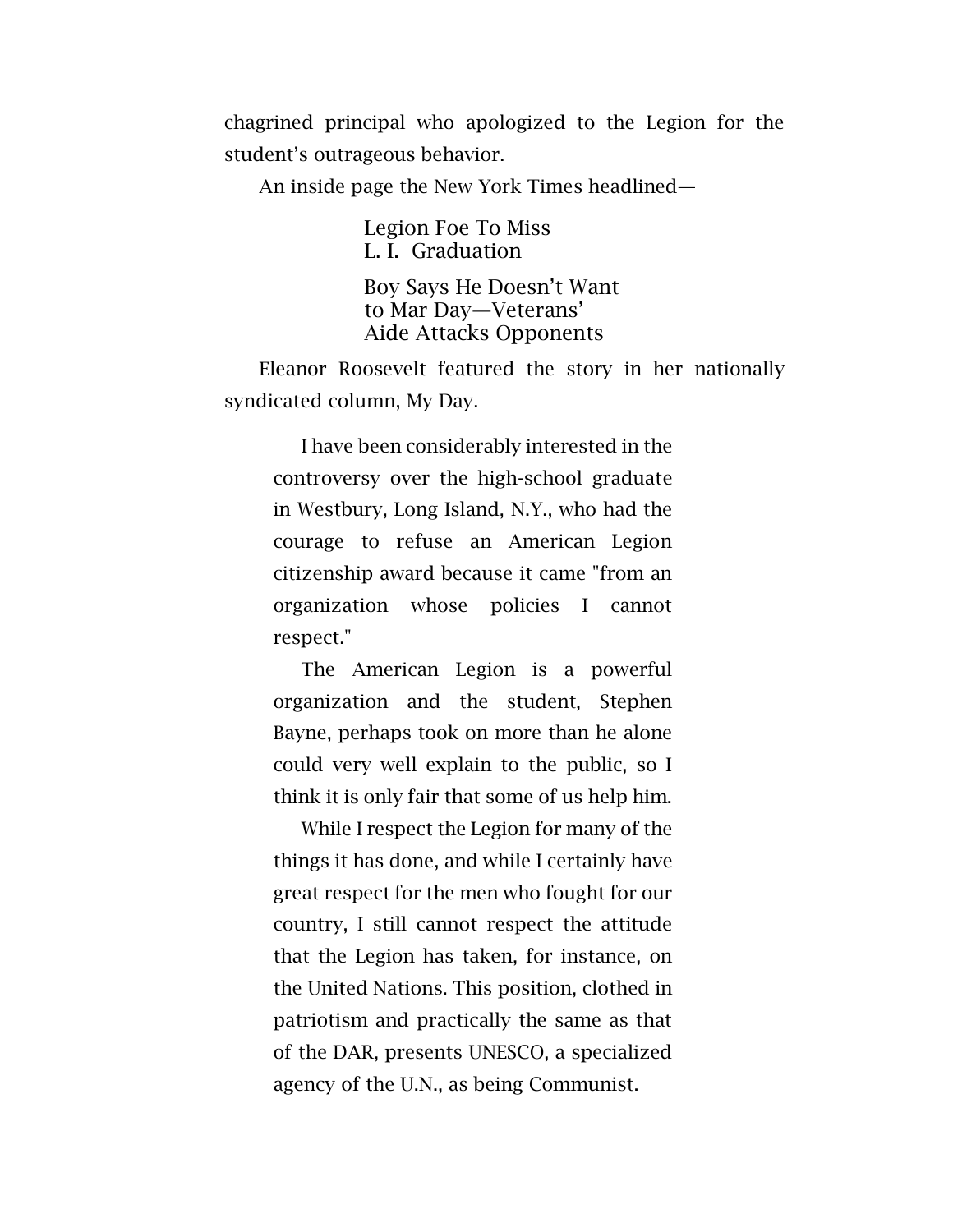chagrined principal who apologized to the Legion for the student's outrageous behavior.

An inside page the New York Times headlined—

> Legion Foe To Miss
> L. I. Graduation
>
> Boy Says He Doesn't Want
> to Mar Day—Veterans'
> Aide Attacks Opponents

Eleanor Roosevelt featured the story in her nationally syndicated column, My Day.

> I have been considerably interested in the controversy over the high-school graduate in Westbury, Long Island, N.Y., who had the courage to refuse an American Legion citizenship award because it came "from an organization whose policies I cannot respect."
>
> The American Legion is a powerful organization and the student, Stephen Bayne, perhaps took on more than he alone could very well explain to the public, so I think it is only fair that some of us help him.
>
> While I respect the Legion for many of the things it has done, and while I certainly have great respect for the men who fought for our country, I still cannot respect the attitude that the Legion has taken, for instance, on the United Nations. This position, clothed in patriotism and practically the same as that of the DAR, presents UNESCO, a specialized agency of the U.N., as being Communist.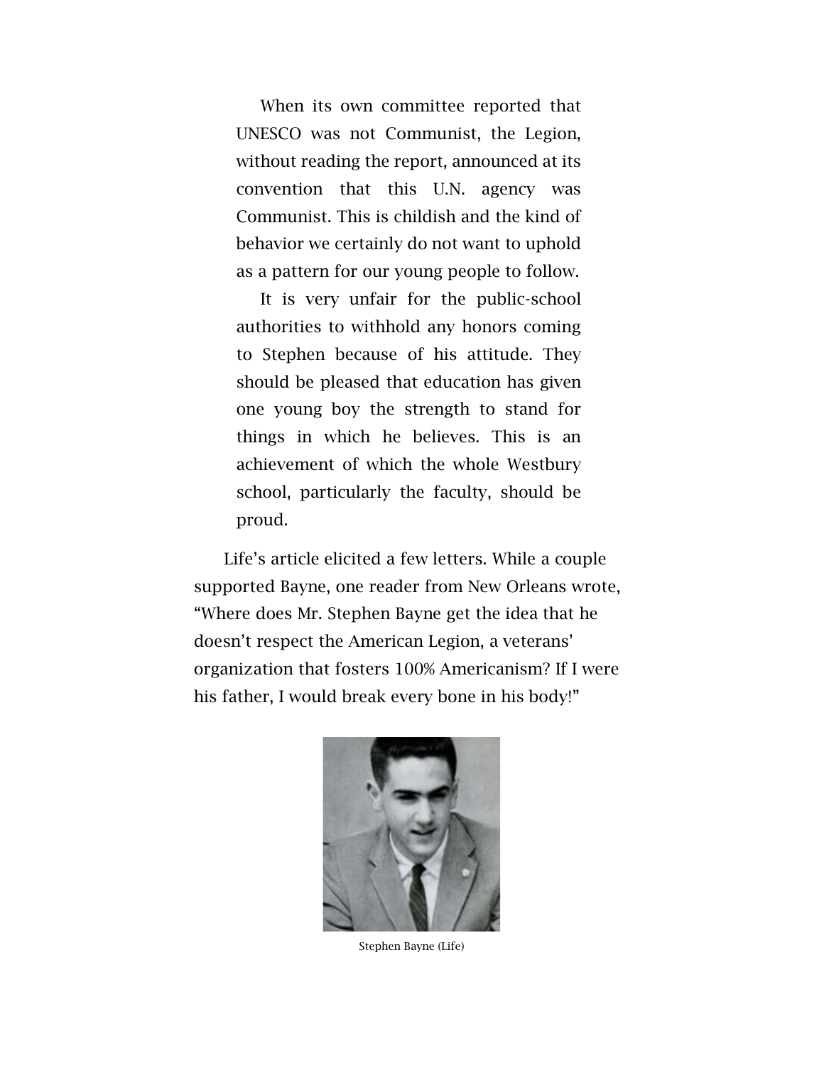> When its own committee reported that UNESCO was not Communist, the Legion, without reading the report, announced at its convention that this U.N. agency was Communist. This is childish and the kind of behavior we certainly do not want to uphold as a pattern for our young people to follow.
>
> It is very unfair for the public-school authorities to withhold any honors coming to Stephen because of his attitude. They should be pleased that education has given one young boy the strength to stand for things in which he believes. This is an achievement of which the whole Westbury school, particularly the faculty, should be proud.

Life's article elicited a few letters. While a couple supported Bayne, one reader from New Orleans wrote, "Where does Mr. Stephen Bayne get the idea that he doesn't respect the American Legion, a veterans' organization that fosters 100% Americanism? If I were his father, I would break every bone in his body!"

Stephen Bayne (Life)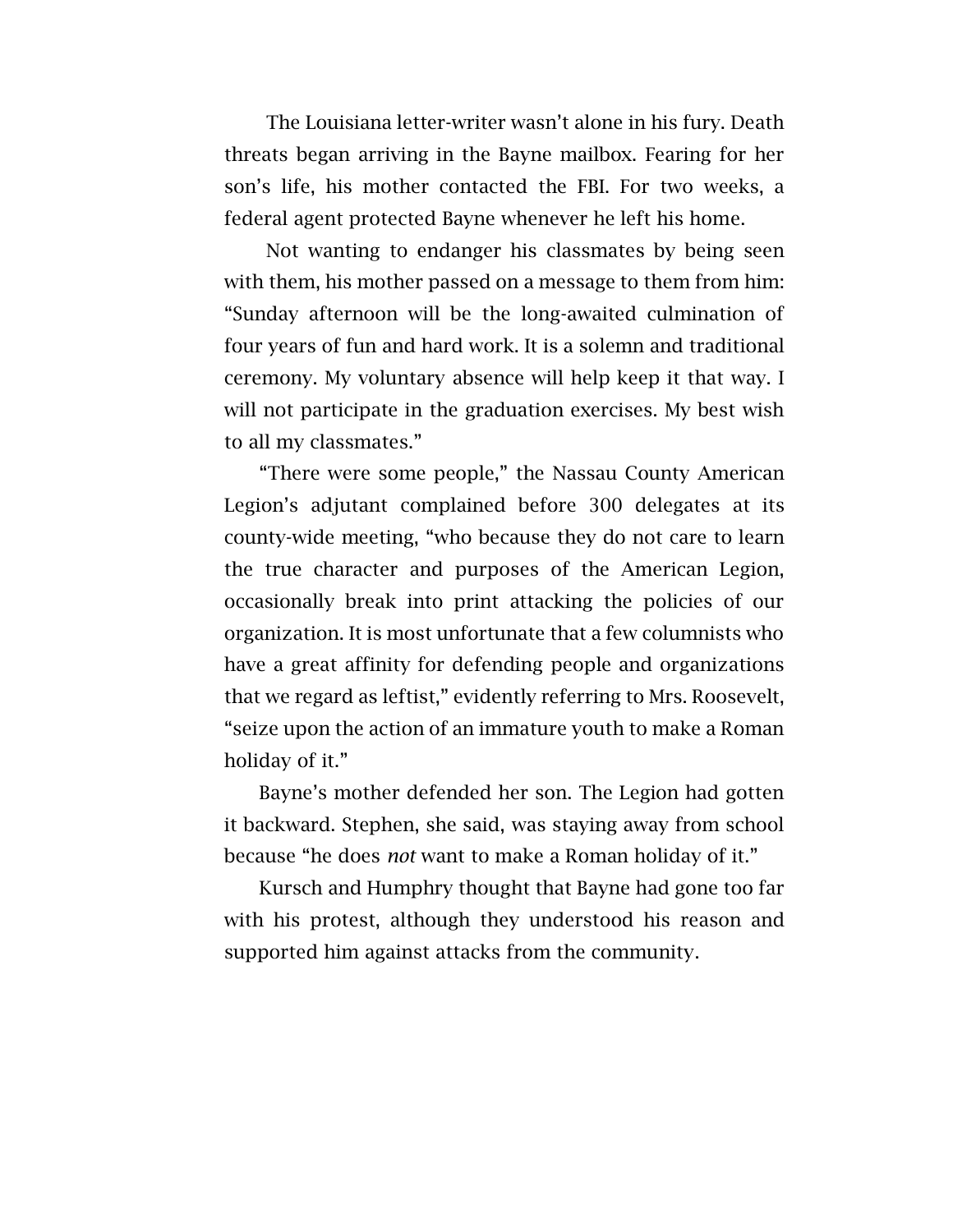The Louisiana letter-writer wasn't alone in his fury. Death threats began arriving in the Bayne mailbox. Fearing for her son's life, his mother contacted the FBI. For two weeks, a federal agent protected Bayne whenever he left his home.

Not wanting to endanger his classmates by being seen with them, his mother passed on a message to them from him: "Sunday afternoon will be the long-awaited culmination of four years of fun and hard work. It is a solemn and traditional ceremony. My voluntary absence will help keep it that way. I will not participate in the graduation exercises. My best wish to all my classmates."

"There were some people," the Nassau County American Legion's adjutant complained before 300 delegates at its county-wide meeting, "who because they do not care to learn the true character and purposes of the American Legion, occasionally break into print attacking the policies of our organization. It is most unfortunate that a few columnists who have a great affinity for defending people and organizations that we regard as leftist," evidently referring to Mrs. Roosevelt, "seize upon the action of an immature youth to make a Roman holiday of it."

Bayne's mother defended her son. The Legion had gotten it backward. Stephen, she said, was staying away from school because "he does *not* want to make a Roman holiday of it."

Kursch and Humphry thought that Bayne had gone too far with his protest, although they understood his reason and supported him against attacks from the community.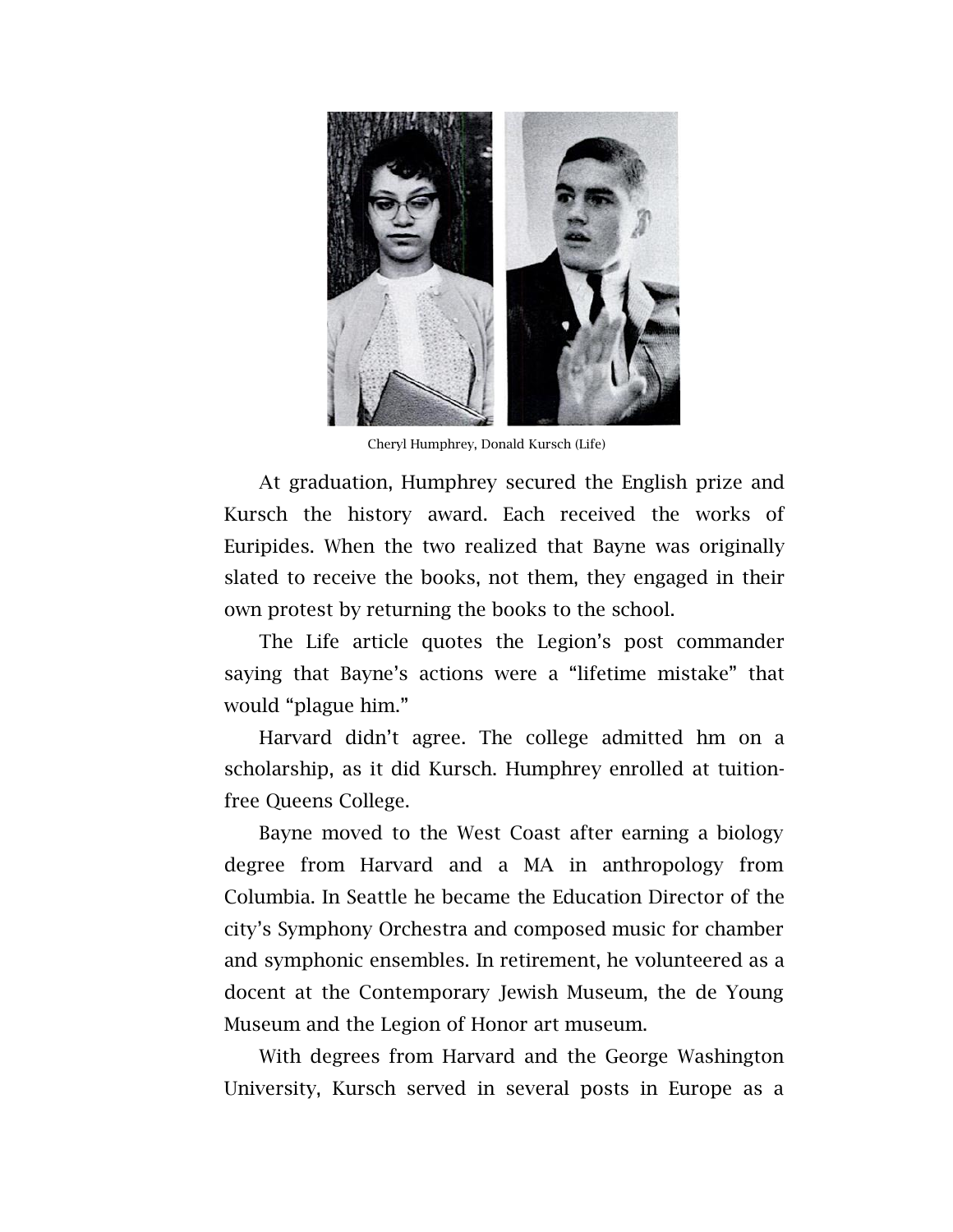Cheryl Humphrey, Donald Kursch (Life)

At graduation, Humphrey secured the English prize and Kursch the history award. Each received the works of Euripides. When the two realized that Bayne was originally slated to receive the books, not them, they engaged in their own protest by returning the books to the school.

The Life article quotes the Legion's post commander saying that Bayne's actions were a "lifetime mistake" that would "plague him."

Harvard didn't agree. The college admitted hm on a scholarship, as it did Kursch. Humphrey enrolled at tuition-free Queens College.

Bayne moved to the West Coast after earning a biology degree from Harvard and a MA in anthropology from Columbia. In Seattle he became the Education Director of the city's Symphony Orchestra and composed music for chamber and symphonic ensembles. In retirement, he volunteered as a docent at the Contemporary Jewish Museum, the de Young Museum and the Legion of Honor art museum.

With degrees from Harvard and the George Washington University, Kursch served in several posts in Europe as a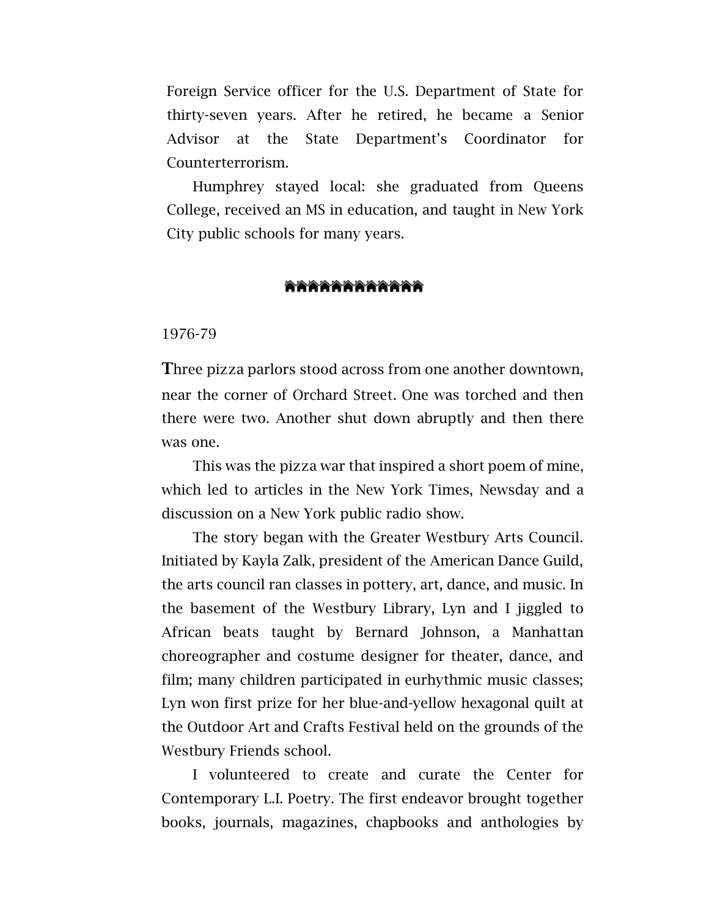Foreign Service officer for the U.S. Department of State for thirty-seven years. After he retired, he became a Senior Advisor at the State Department's Coordinator for Counterterrorism.

Humphrey stayed local: she graduated from Queens College, received an MS in education, and taught in New York City public schools for many years.

⌂⌂⌂⌂⌂⌂⌂⌂⌂⌂⌂⌂

1976-79

**T**hree pizza parlors stood across from one another downtown, near the corner of Orchard Street. One was torched and then there were two. Another shut down abruptly and then there was one.

This was the pizza war that inspired a short poem of mine, which led to articles in the New York Times, Newsday and a discussion on a New York public radio show.

The story began with the Greater Westbury Arts Council. Initiated by Kayla Zalk, president of the American Dance Guild, the arts council ran classes in pottery, art, dance, and music. In the basement of the Westbury Library, Lyn and I jiggled to African beats taught by Bernard Johnson, a Manhattan choreographer and costume designer for theater, dance, and film; many children participated in eurhythmic music classes; Lyn won first prize for her blue-and-yellow hexagonal quilt at the Outdoor Art and Crafts Festival held on the grounds of the Westbury Friends school.

I volunteered to create and curate the Center for Contemporary L.I. Poetry. The first endeavor brought together books, journals, magazines, chapbooks and anthologies by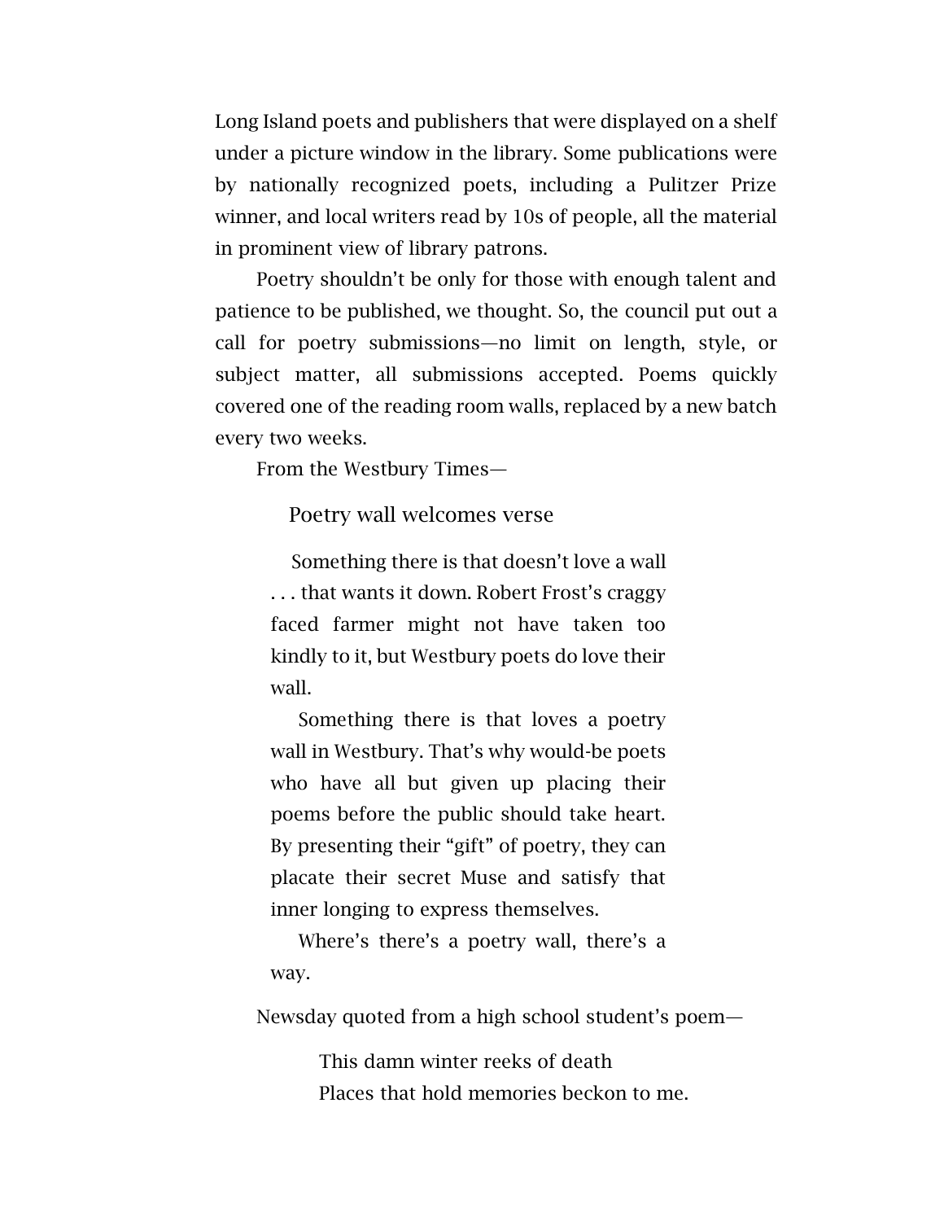Long Island poets and publishers that were displayed on a shelf under a picture window in the library. Some publications were by nationally recognized poets, including a Pulitzer Prize winner, and local writers read by 10s of people, all the material in prominent view of library patrons.

Poetry shouldn't be only for those with enough talent and patience to be published, we thought. So, the council put out a call for poetry submissions—no limit on length, style, or subject matter, all submissions accepted. Poems quickly covered one of the reading room walls, replaced by a new batch every two weeks.

From the Westbury Times—

> Poetry wall welcomes verse
>
> Something there is that doesn't love a wall . . . that wants it down. Robert Frost's craggy faced farmer might not have taken too kindly to it, but Westbury poets do love their wall.
>
> Something there is that loves a poetry wall in Westbury. That's why would-be poets who have all but given up placing their poems before the public should take heart. By presenting their "gift" of poetry, they can placate their secret Muse and satisfy that inner longing to express themselves.
>
> Where's there's a poetry wall, there's a way.

Newsday quoted from a high school student's poem—

> This damn winter reeks of death
> Places that hold memories beckon to me.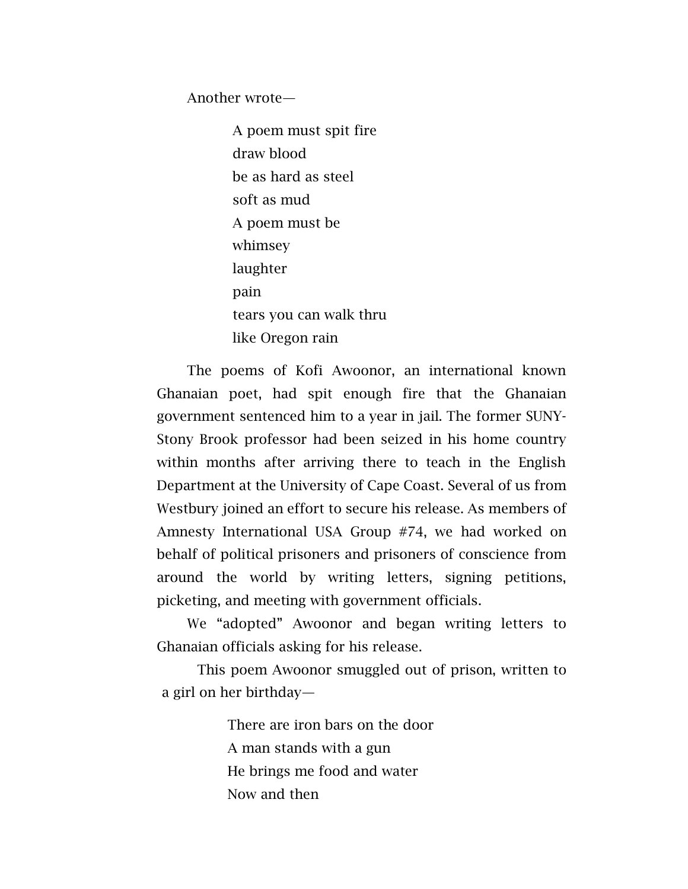Another wrote—

> A poem must spit fire  
> draw blood  
> be as hard as steel  
> soft as mud  
> A poem must be  
> whimsey  
> laughter  
> pain  
> tears you can walk thru  
> like Oregon rain

The poems of Kofi Awoonor, an international known Ghanaian poet, had spit enough fire that the Ghanaian government sentenced him to a year in jail. The former SUNY-Stony Brook professor had been seized in his home country within months after arriving there to teach in the English Department at the University of Cape Coast. Several of us from Westbury joined an effort to secure his release. As members of Amnesty International USA Group #74, we had worked on behalf of political prisoners and prisoners of conscience from around the world by writing letters, signing petitions, picketing, and meeting with government officials.

We "adopted" Awoonor and began writing letters to Ghanaian officials asking for his release.

This poem Awoonor smuggled out of prison, written to a girl on her birthday—

> There are iron bars on the door  
> A man stands with a gun  
> He brings me food and water  
> Now and then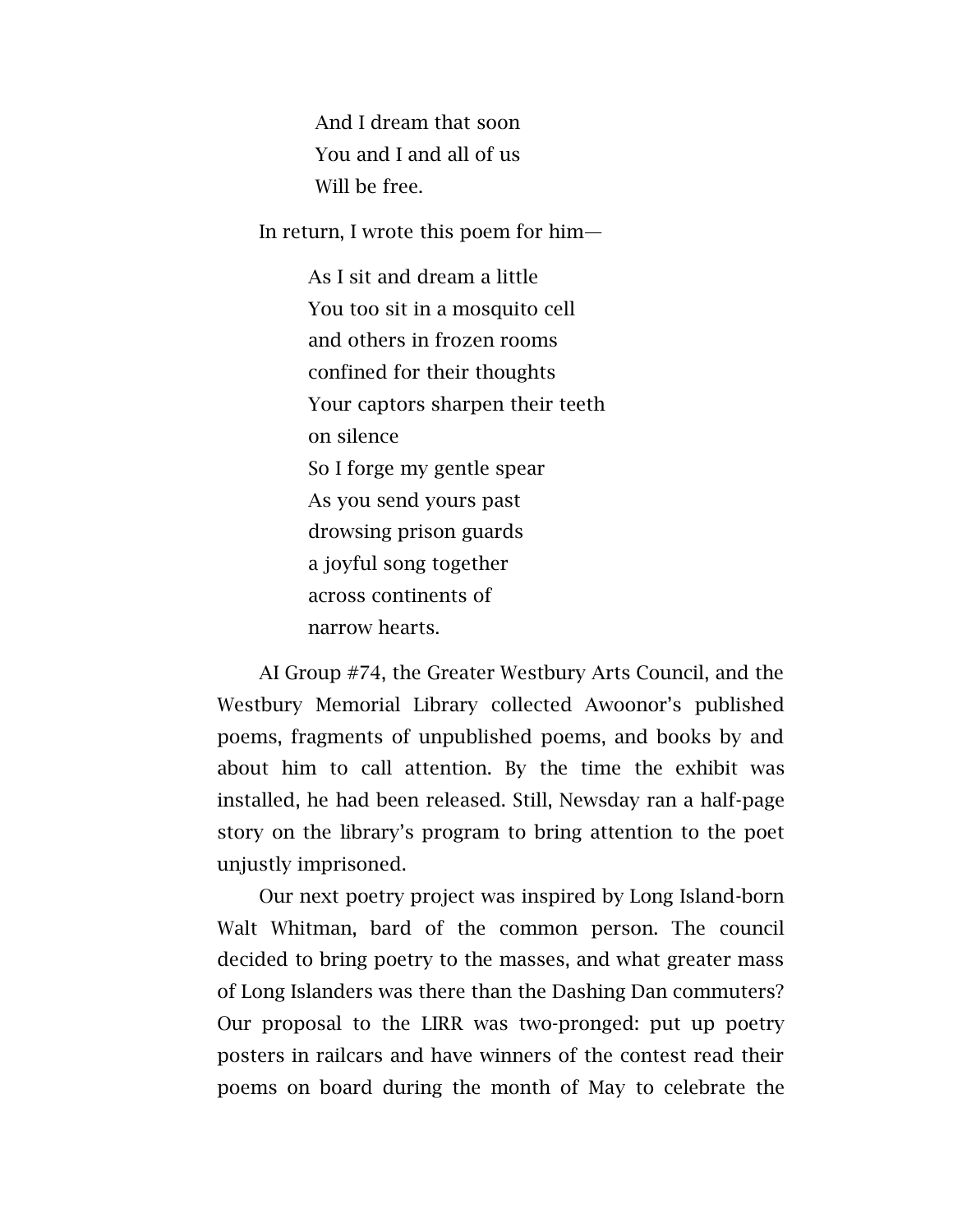And I dream that soon  
You and I and all of us  
Will be free.

In return, I wrote this poem for him—

> As I sit and dream a little  
> You too sit in a mosquito cell  
> and others in frozen rooms  
> confined for their thoughts  
> Your captors sharpen their teeth  
> on silence  
> So I forge my gentle spear  
> As you send yours past  
> drowsing prison guards  
> a joyful song together  
> across continents of  
> narrow hearts.

AI Group #74, the Greater Westbury Arts Council, and the Westbury Memorial Library collected Awoonor's published poems, fragments of unpublished poems, and books by and about him to call attention. By the time the exhibit was installed, he had been released. Still, Newsday ran a half-page story on the library's program to bring attention to the poet unjustly imprisoned.

Our next poetry project was inspired by Long Island-born Walt Whitman, bard of the common person. The council decided to bring poetry to the masses, and what greater mass of Long Islanders was there than the Dashing Dan commuters? Our proposal to the LIRR was two-pronged: put up poetry posters in railcars and have winners of the contest read their poems on board during the month of May to celebrate the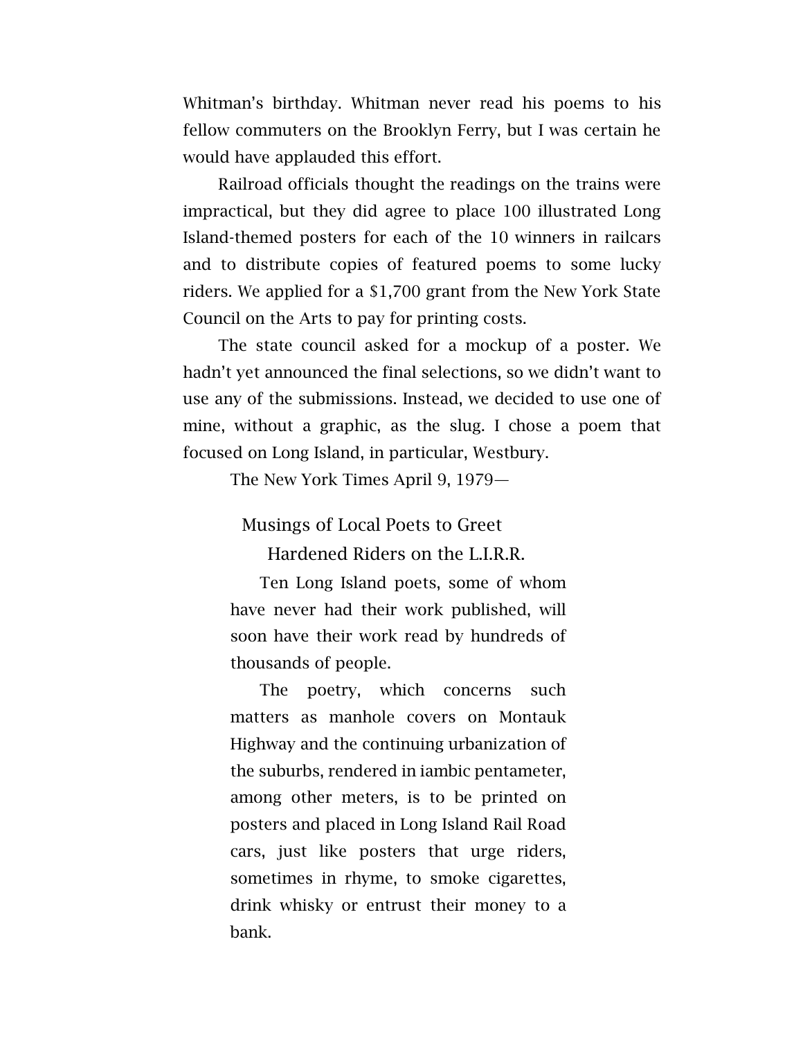Whitman's birthday. Whitman never read his poems to his fellow commuters on the Brooklyn Ferry, but I was certain he would have applauded this effort.

Railroad officials thought the readings on the trains were impractical, but they did agree to place 100 illustrated Long Island-themed posters for each of the 10 winners in railcars and to distribute copies of featured poems to some lucky riders. We applied for a $1,700 grant from the New York State Council on the Arts to pay for printing costs.

The state council asked for a mockup of a poster. We hadn't yet announced the final selections, so we didn't want to use any of the submissions. Instead, we decided to use one of mine, without a graphic, as the slug. I chose a poem that focused on Long Island, in particular, Westbury.

The New York Times April 9, 1979—

> Musings of Local Poets to Greet Hardened Riders on the L.I.R.R.
>
> Ten Long Island poets, some of whom have never had their work published, will soon have their work read by hundreds of thousands of people.
>
> The poetry, which concerns such matters as manhole covers on Montauk Highway and the continuing urbanization of the suburbs, rendered in iambic pentameter, among other meters, is to be printed on posters and placed in Long Island Rail Road cars, just like posters that urge riders, sometimes in rhyme, to smoke cigarettes, drink whisky or entrust their money to a bank.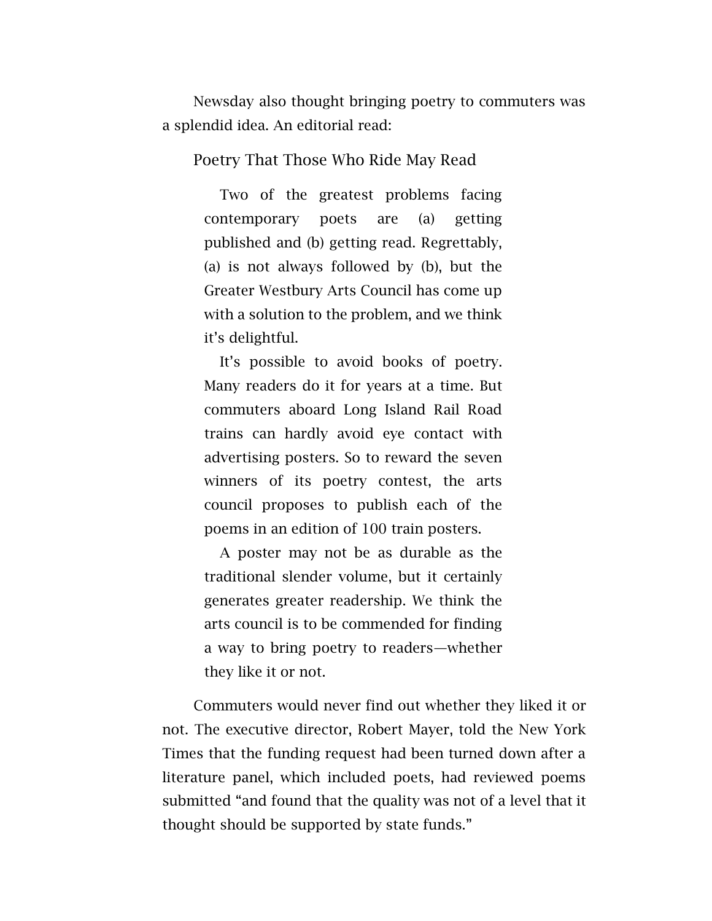Newsday also thought bringing poetry to commuters was a splendid idea. An editorial read:

> Poetry That Those Who Ride May Read
>
> Two of the greatest problems facing contemporary poets are (a) getting published and (b) getting read. Regrettably, (a) is not always followed by (b), but the Greater Westbury Arts Council has come up with a solution to the problem, and we think it's delightful.
>
> It's possible to avoid books of poetry. Many readers do it for years at a time. But commuters aboard Long Island Rail Road trains can hardly avoid eye contact with advertising posters. So to reward the seven winners of its poetry contest, the arts council proposes to publish each of the poems in an edition of 100 train posters.
>
> A poster may not be as durable as the traditional slender volume, but it certainly generates greater readership. We think the arts council is to be commended for finding a way to bring poetry to readers—whether they like it or not.

Commuters would never find out whether they liked it or not. The executive director, Robert Mayer, told the New York Times that the funding request had been turned down after a literature panel, which included poets, had reviewed poems submitted "and found that the quality was not of a level that it thought should be supported by state funds."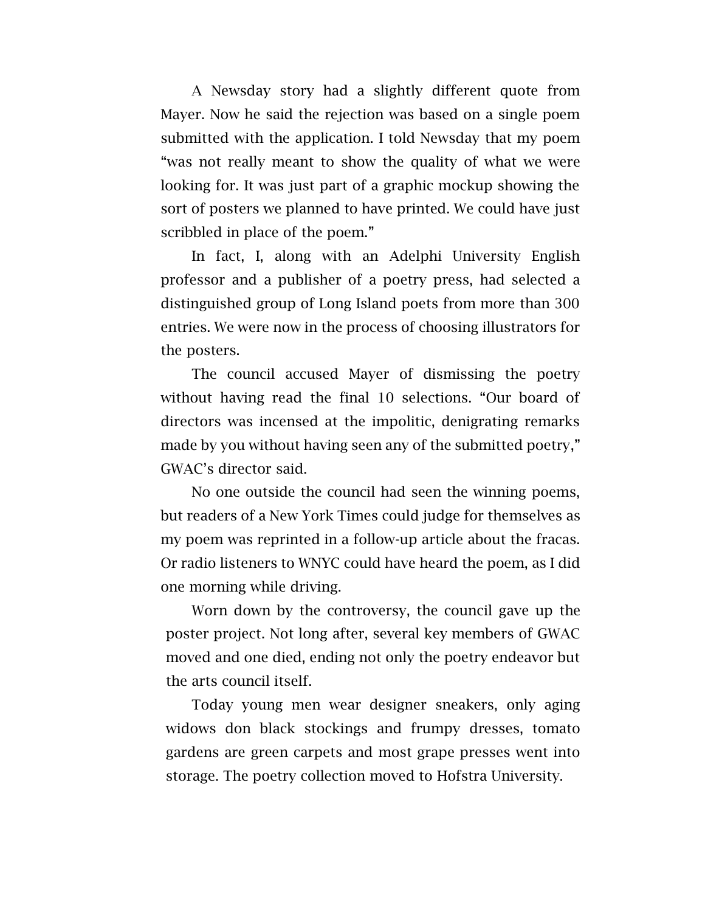A Newsday story had a slightly different quote from Mayer. Now he said the rejection was based on a single poem submitted with the application. I told Newsday that my poem "was not really meant to show the quality of what we were looking for. It was just part of a graphic mockup showing the sort of posters we planned to have printed. We could have just scribbled in place of the poem."

In fact, I, along with an Adelphi University English professor and a publisher of a poetry press, had selected a distinguished group of Long Island poets from more than 300 entries. We were now in the process of choosing illustrators for the posters.

The council accused Mayer of dismissing the poetry without having read the final 10 selections. "Our board of directors was incensed at the impolitic, denigrating remarks made by you without having seen any of the submitted poetry," GWAC's director said.

No one outside the council had seen the winning poems, but readers of a New York Times could judge for themselves as my poem was reprinted in a follow-up article about the fracas. Or radio listeners to WNYC could have heard the poem, as I did one morning while driving.

Worn down by the controversy, the council gave up the poster project. Not long after, several key members of GWAC moved and one died, ending not only the poetry endeavor but the arts council itself.

Today young men wear designer sneakers, only aging widows don black stockings and frumpy dresses, tomato gardens are green carpets and most grape presses went into storage. The poetry collection moved to Hofstra University.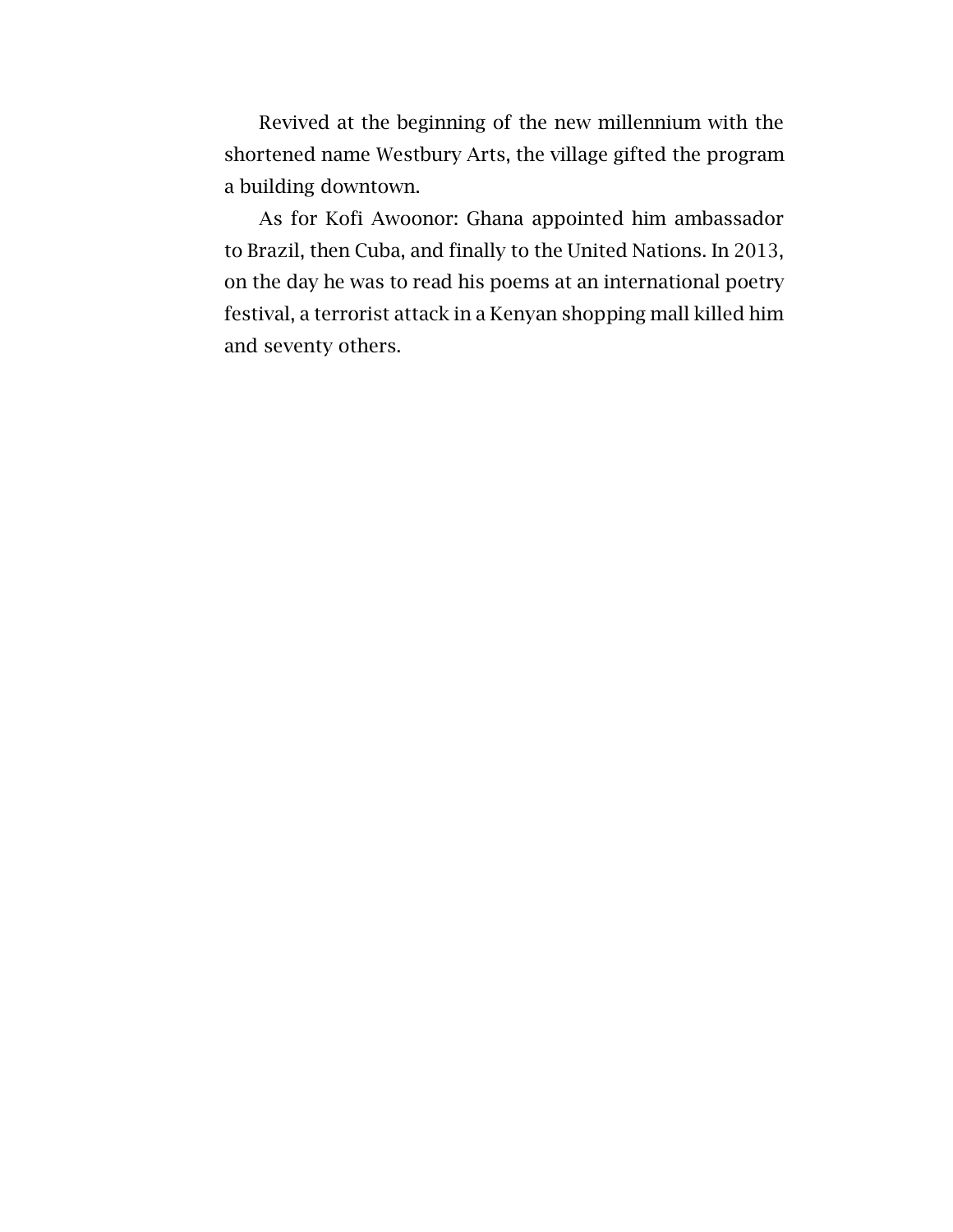Revived at the beginning of the new millennium with the shortened name Westbury Arts, the village gifted the program a building downtown.

As for Kofi Awoonor: Ghana appointed him ambassador to Brazil, then Cuba, and finally to the United Nations. In 2013, on the day he was to read his poems at an international poetry festival, a terrorist attack in a Kenyan shopping mall killed him and seventy others.